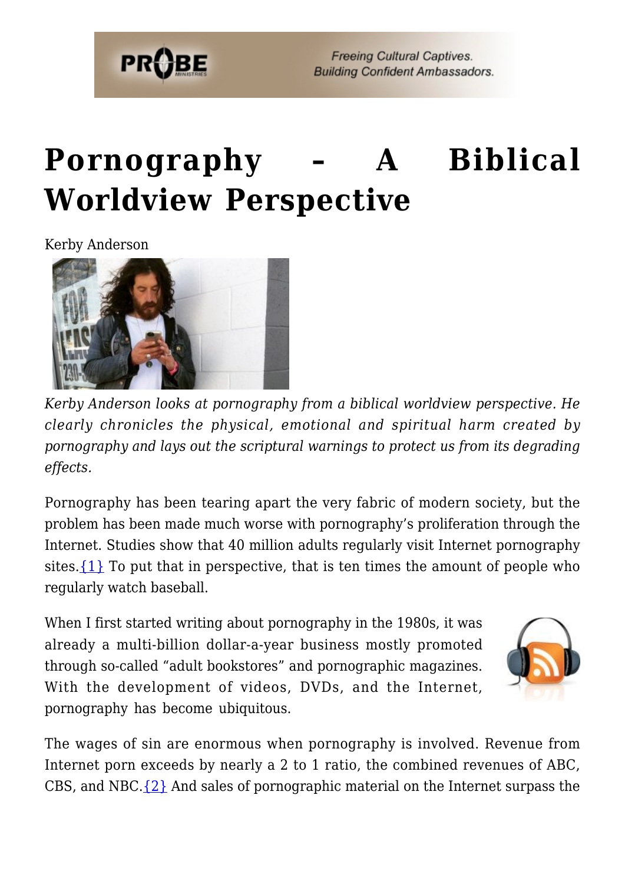# Pornography – A Biblical Worldview Perspective

Kerby Anderson

*Kerby Anderson looks at pornography from a biblical worldview perspective. He clearly chronicles the physical, emotional and spiritual harm created by pornography and lays out the scriptural warnings to protect us from its degrading effects.*

Pornography has been tearing apart the very fabric of modern society, but the problem has been made much worse with pornography's proliferation through the Internet. Studies show that 40 million adults regularly visit Internet pornography sites.{1} To put that in perspective, that is ten times the amount of people who regularly watch baseball.

When I first started writing about pornography in the 1980s, it was already a multi-billion dollar-a-year business mostly promoted through so-called "adult bookstores" and pornographic magazines. With the development of videos, DVDs, and the Internet, pornography has become ubiquitous.

The wages of sin are enormous when pornography is involved. Revenue from Internet porn exceeds by nearly a 2 to 1 ratio, the combined revenues of ABC, CBS, and NBC.{2} And sales of pornographic material on the Internet surpass the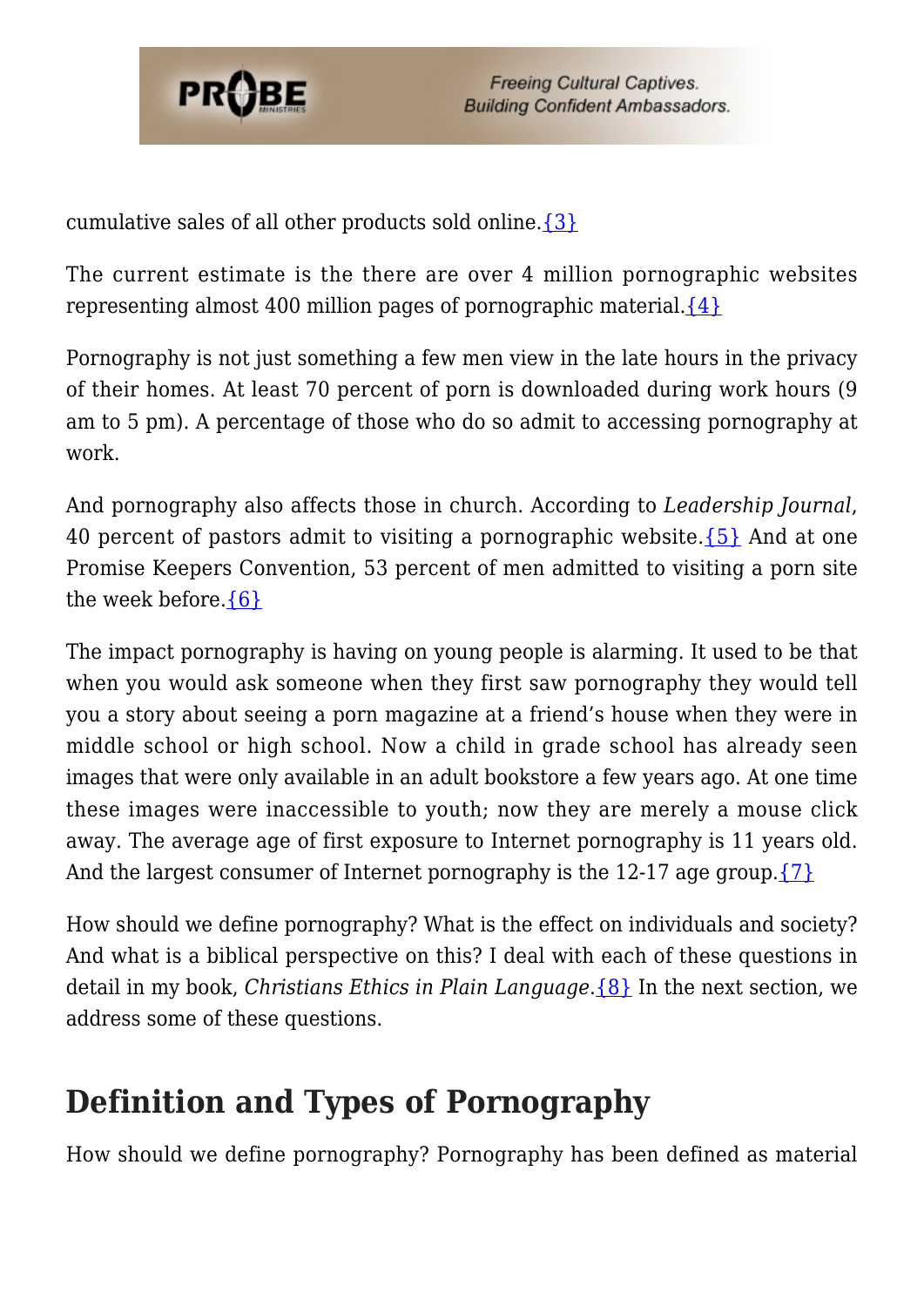cumulative sales of all other products sold online.{3}

The current estimate is the there are over 4 million pornographic websites representing almost 400 million pages of pornographic material.{4}

Pornography is not just something a few men view in the late hours in the privacy of their homes. At least 70 percent of porn is downloaded during work hours (9 am to 5 pm). A percentage of those who do so admit to accessing pornography at work.

And pornography also affects those in church. According to *Leadership Journal*, 40 percent of pastors admit to visiting a pornographic website.{5} And at one Promise Keepers Convention, 53 percent of men admitted to visiting a porn site the week before.{6}

The impact pornography is having on young people is alarming. It used to be that when you would ask someone when they first saw pornography they would tell you a story about seeing a porn magazine at a friend's house when they were in middle school or high school. Now a child in grade school has already seen images that were only available in an adult bookstore a few years ago. At one time these images were inaccessible to youth; now they are merely a mouse click away. The average age of first exposure to Internet pornography is 11 years old. And the largest consumer of Internet pornography is the 12-17 age group.{7}

How should we define pornography? What is the effect on individuals and society? And what is a biblical perspective on this? I deal with each of these questions in detail in my book, *Christians Ethics in Plain Language*.{8} In the next section, we address some of these questions.

## Definition and Types of Pornography

How should we define pornography? Pornography has been defined as material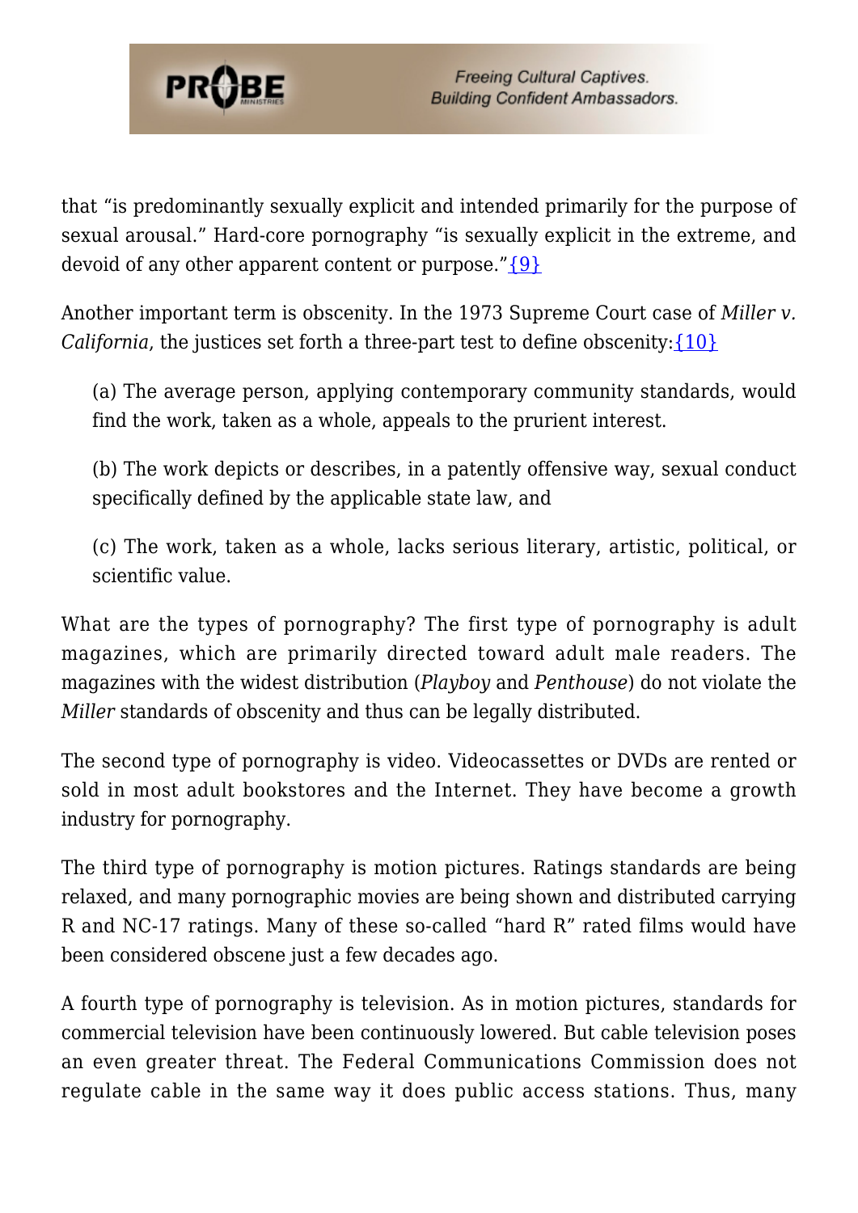that "is predominantly sexually explicit and intended primarily for the purpose of sexual arousal." Hard-core pornography "is sexually explicit in the extreme, and devoid of any other apparent content or purpose."{9}

Another important term is obscenity. In the 1973 Supreme Court case of *Miller v. California*, the justices set forth a three-part test to define obscenity:{10}

> (a) The average person, applying contemporary community standards, would find the work, taken as a whole, appeals to the prurient interest.
>
> (b) The work depicts or describes, in a patently offensive way, sexual conduct specifically defined by the applicable state law, and
>
> (c) The work, taken as a whole, lacks serious literary, artistic, political, or scientific value.

What are the types of pornography? The first type of pornography is adult magazines, which are primarily directed toward adult male readers. The magazines with the widest distribution (*Playboy* and *Penthouse*) do not violate the *Miller* standards of obscenity and thus can be legally distributed.

The second type of pornography is video. Videocassettes or DVDs are rented or sold in most adult bookstores and the Internet. They have become a growth industry for pornography.

The third type of pornography is motion pictures. Ratings standards are being relaxed, and many pornographic movies are being shown and distributed carrying R and NC-17 ratings. Many of these so-called "hard R" rated films would have been considered obscene just a few decades ago.

A fourth type of pornography is television. As in motion pictures, standards for commercial television have been continuously lowered. But cable television poses an even greater threat. The Federal Communications Commission does not regulate cable in the same way it does public access stations. Thus, many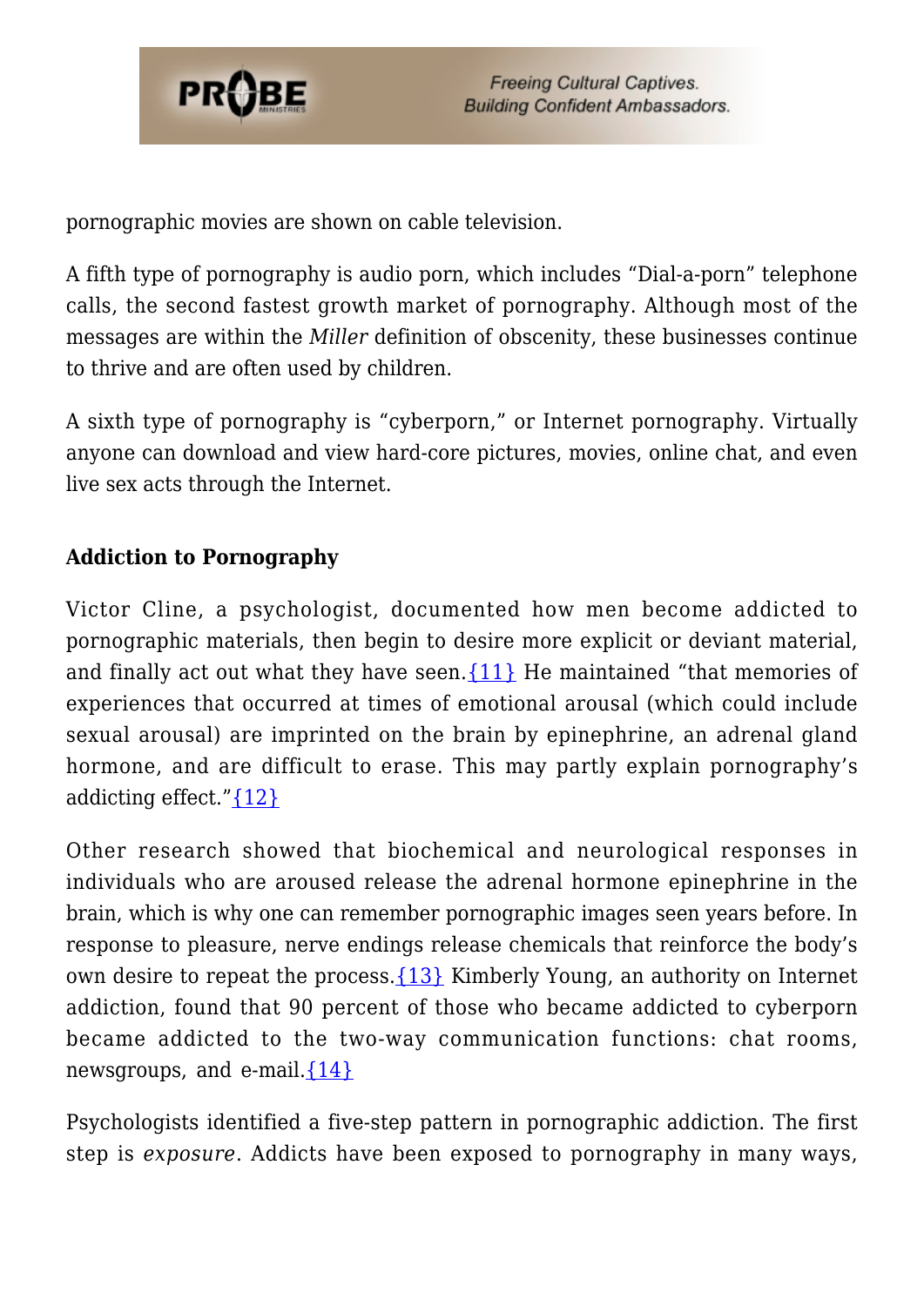pornographic movies are shown on cable television.

A fifth type of pornography is audio porn, which includes "Dial-a-porn" telephone calls, the second fastest growth market of pornography. Although most of the messages are within the *Miller* definition of obscenity, these businesses continue to thrive and are often used by children.

A sixth type of pornography is "cyberporn," or Internet pornography. Virtually anyone can download and view hard-core pictures, movies, online chat, and even live sex acts through the Internet.

**Addiction to Pornography**

Victor Cline, a psychologist, documented how men become addicted to pornographic materials, then begin to desire more explicit or deviant material, and finally act out what they have seen.{11} He maintained "that memories of experiences that occurred at times of emotional arousal (which could include sexual arousal) are imprinted on the brain by epinephrine, an adrenal gland hormone, and are difficult to erase. This may partly explain pornography's addicting effect."{12}

Other research showed that biochemical and neurological responses in individuals who are aroused release the adrenal hormone epinephrine in the brain, which is why one can remember pornographic images seen years before. In response to pleasure, nerve endings release chemicals that reinforce the body's own desire to repeat the process.{13} Kimberly Young, an authority on Internet addiction, found that 90 percent of those who became addicted to cyberporn became addicted to the two-way communication functions: chat rooms, newsgroups, and e-mail.{14}

Psychologists identified a five-step pattern in pornographic addiction. The first step is *exposure*. Addicts have been exposed to pornography in many ways,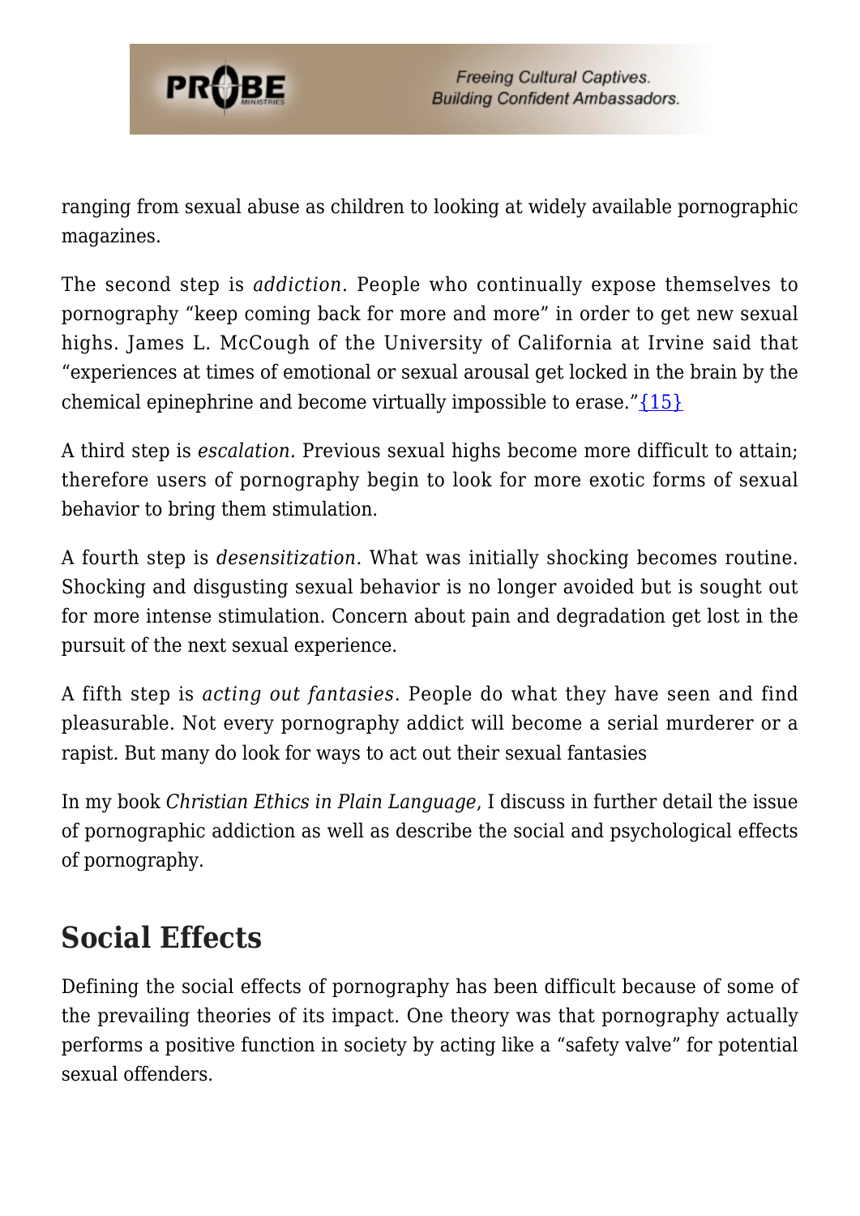ranging from sexual abuse as children to looking at widely available pornographic magazines.

The second step is *addiction*. People who continually expose themselves to pornography "keep coming back for more and more" in order to get new sexual highs. James L. McCough of the University of California at Irvine said that "experiences at times of emotional or sexual arousal get locked in the brain by the chemical epinephrine and become virtually impossible to erase."{15}

A third step is *escalation.* Previous sexual highs become more difficult to attain; therefore users of pornography begin to look for more exotic forms of sexual behavior to bring them stimulation.

A fourth step is *desensitization*. What was initially shocking becomes routine. Shocking and disgusting sexual behavior is no longer avoided but is sought out for more intense stimulation. Concern about pain and degradation get lost in the pursuit of the next sexual experience.

A fifth step is *acting out fantasies*. People do what they have seen and find pleasurable. Not every pornography addict will become a serial murderer or a rapist. But many do look for ways to act out their sexual fantasies

In my book *Christian Ethics in Plain Language*, I discuss in further detail the issue of pornographic addiction as well as describe the social and psychological effects of pornography.

## Social Effects

Defining the social effects of pornography has been difficult because of some of the prevailing theories of its impact. One theory was that pornography actually performs a positive function in society by acting like a "safety valve" for potential sexual offenders.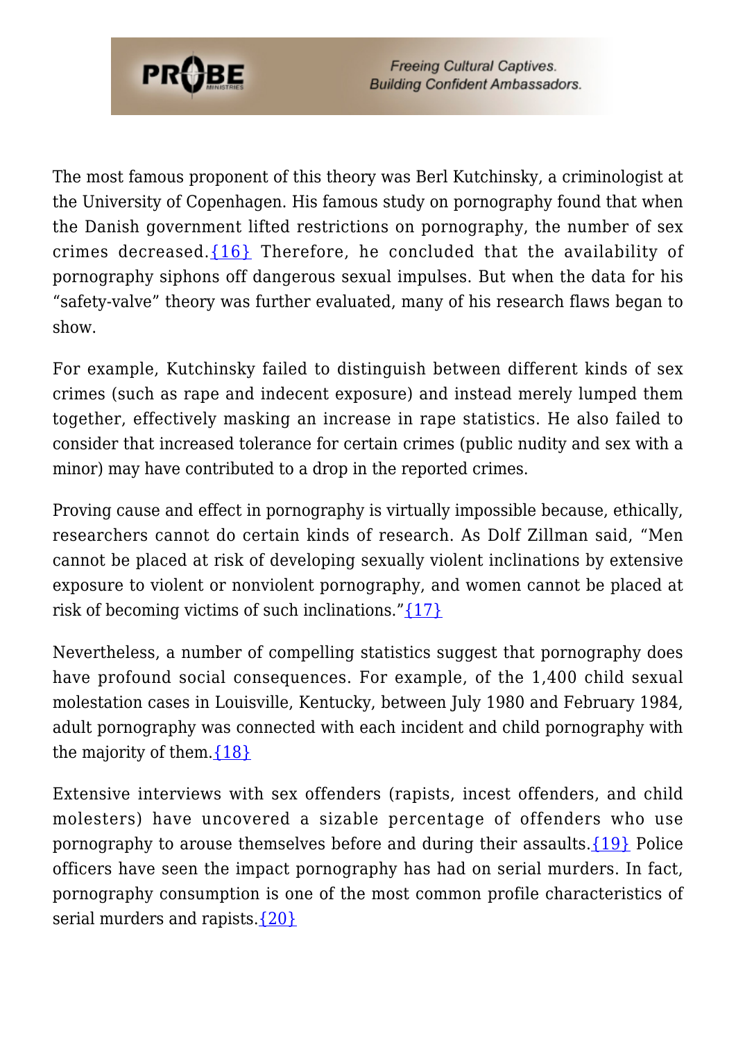The most famous proponent of this theory was Berl Kutchinsky, a criminologist at the University of Copenhagen. His famous study on pornography found that when the Danish government lifted restrictions on pornography, the number of sex crimes decreased.{16} Therefore, he concluded that the availability of pornography siphons off dangerous sexual impulses. But when the data for his "safety-valve" theory was further evaluated, many of his research flaws began to show.

For example, Kutchinsky failed to distinguish between different kinds of sex crimes (such as rape and indecent exposure) and instead merely lumped them together, effectively masking an increase in rape statistics. He also failed to consider that increased tolerance for certain crimes (public nudity and sex with a minor) may have contributed to a drop in the reported crimes.

Proving cause and effect in pornography is virtually impossible because, ethically, researchers cannot do certain kinds of research. As Dolf Zillman said, "Men cannot be placed at risk of developing sexually violent inclinations by extensive exposure to violent or nonviolent pornography, and women cannot be placed at risk of becoming victims of such inclinations."{17}

Nevertheless, a number of compelling statistics suggest that pornography does have profound social consequences. For example, of the 1,400 child sexual molestation cases in Louisville, Kentucky, between July 1980 and February 1984, adult pornography was connected with each incident and child pornography with the majority of them.{18}

Extensive interviews with sex offenders (rapists, incest offenders, and child molesters) have uncovered a sizable percentage of offenders who use pornography to arouse themselves before and during their assaults.{19} Police officers have seen the impact pornography has had on serial murders. In fact, pornography consumption is one of the most common profile characteristics of serial murders and rapists.{20}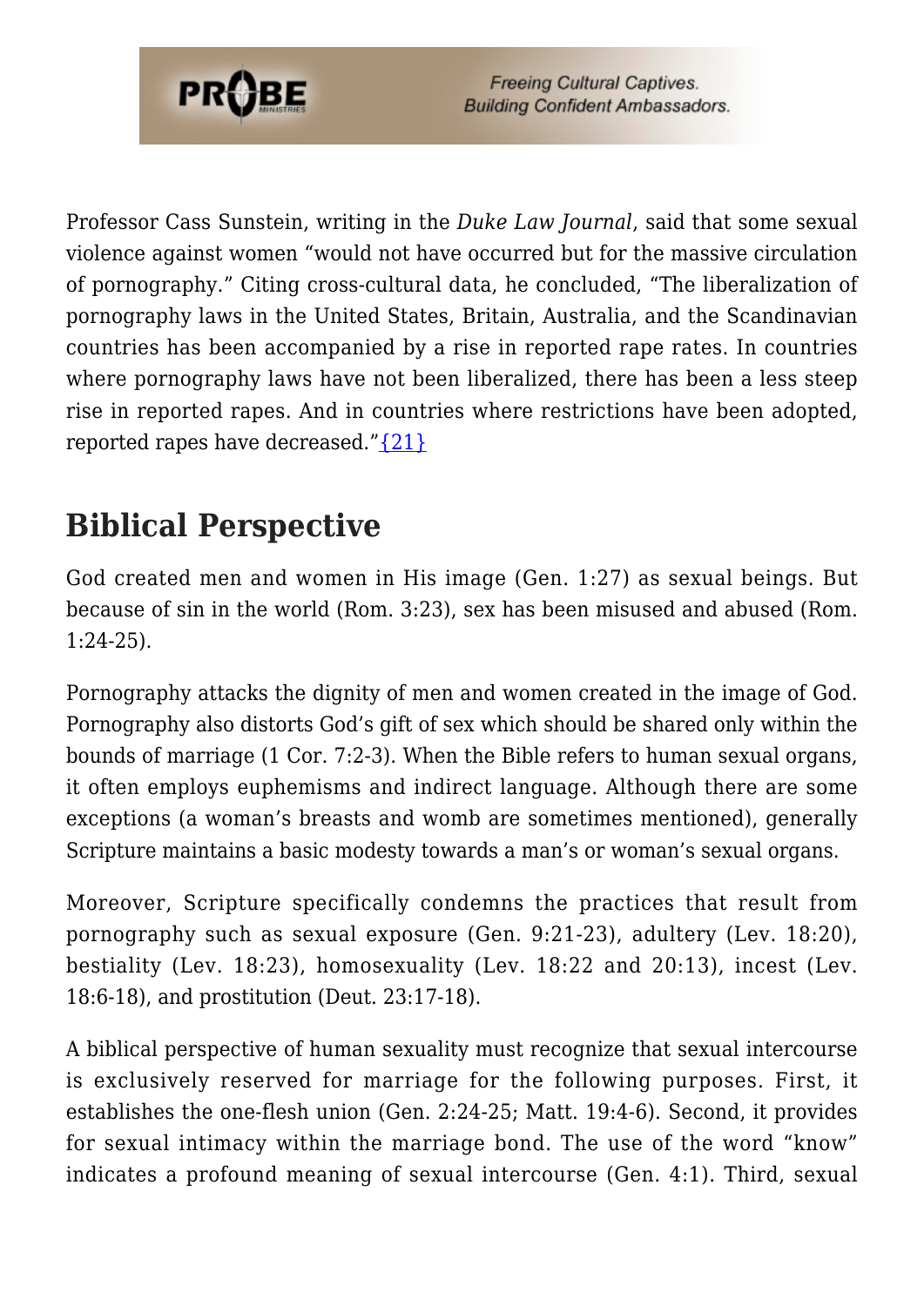Professor Cass Sunstein, writing in the *Duke Law Journal*, said that some sexual violence against women "would not have occurred but for the massive circulation of pornography." Citing cross-cultural data, he concluded, "The liberalization of pornography laws in the United States, Britain, Australia, and the Scandinavian countries has been accompanied by a rise in reported rape rates. In countries where pornography laws have not been liberalized, there has been a less steep rise in reported rapes. And in countries where restrictions have been adopted, reported rapes have decreased."{21}

## Biblical Perspective

God created men and women in His image (Gen. 1:27) as sexual beings. But because of sin in the world (Rom. 3:23), sex has been misused and abused (Rom. 1:24-25).

Pornography attacks the dignity of men and women created in the image of God. Pornography also distorts God's gift of sex which should be shared only within the bounds of marriage (1 Cor. 7:2-3). When the Bible refers to human sexual organs, it often employs euphemisms and indirect language. Although there are some exceptions (a woman's breasts and womb are sometimes mentioned), generally Scripture maintains a basic modesty towards a man's or woman's sexual organs.

Moreover, Scripture specifically condemns the practices that result from pornography such as sexual exposure (Gen. 9:21-23), adultery (Lev. 18:20), bestiality (Lev. 18:23), homosexuality (Lev. 18:22 and 20:13), incest (Lev. 18:6-18), and prostitution (Deut. 23:17-18).

A biblical perspective of human sexuality must recognize that sexual intercourse is exclusively reserved for marriage for the following purposes. First, it establishes the one-flesh union (Gen. 2:24-25; Matt. 19:4-6). Second, it provides for sexual intimacy within the marriage bond. The use of the word "know" indicates a profound meaning of sexual intercourse (Gen. 4:1). Third, sexual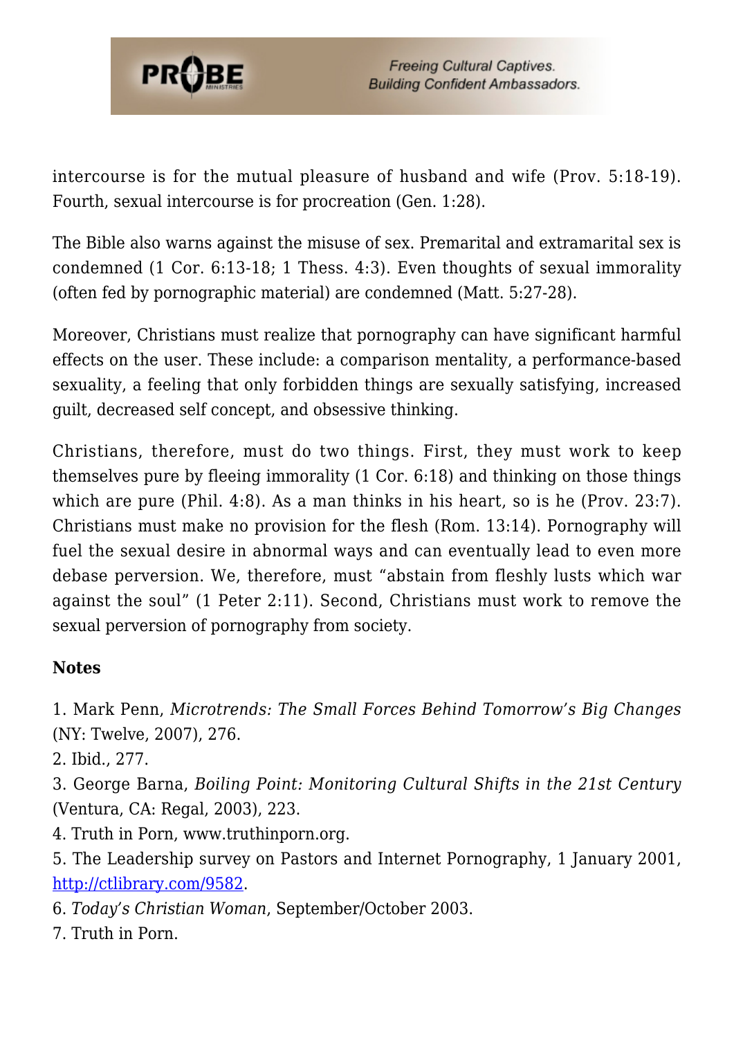intercourse is for the mutual pleasure of husband and wife (Prov. 5:18-19). Fourth, sexual intercourse is for procreation (Gen. 1:28).

The Bible also warns against the misuse of sex. Premarital and extramarital sex is condemned (1 Cor. 6:13-18; 1 Thess. 4:3). Even thoughts of sexual immorality (often fed by pornographic material) are condemned (Matt. 5:27-28).

Moreover, Christians must realize that pornography can have significant harmful effects on the user. These include: a comparison mentality, a performance-based sexuality, a feeling that only forbidden things are sexually satisfying, increased guilt, decreased self concept, and obsessive thinking.

Christians, therefore, must do two things. First, they must work to keep themselves pure by fleeing immorality (1 Cor. 6:18) and thinking on those things which are pure (Phil. 4:8). As a man thinks in his heart, so is he (Prov. 23:7). Christians must make no provision for the flesh (Rom. 13:14). Pornography will fuel the sexual desire in abnormal ways and can eventually lead to even more debase perversion. We, therefore, must "abstain from fleshly lusts which war against the soul" (1 Peter 2:11). Second, Christians must work to remove the sexual perversion of pornography from society.

**Notes**

1. Mark Penn, *Microtrends: The Small Forces Behind Tomorrow's Big Changes* (NY: Twelve, 2007), 276.
2. Ibid., 277.
3. George Barna, *Boiling Point: Monitoring Cultural Shifts in the 21st Century* (Ventura, CA: Regal, 2003), 223.
4. Truth in Porn, www.truthinporn.org.
5. The Leadership survey on Pastors and Internet Pornography, 1 January 2001, http://ctlibrary.com/9582.
6. *Today's Christian Woman*, September/October 2003.
7. Truth in Porn.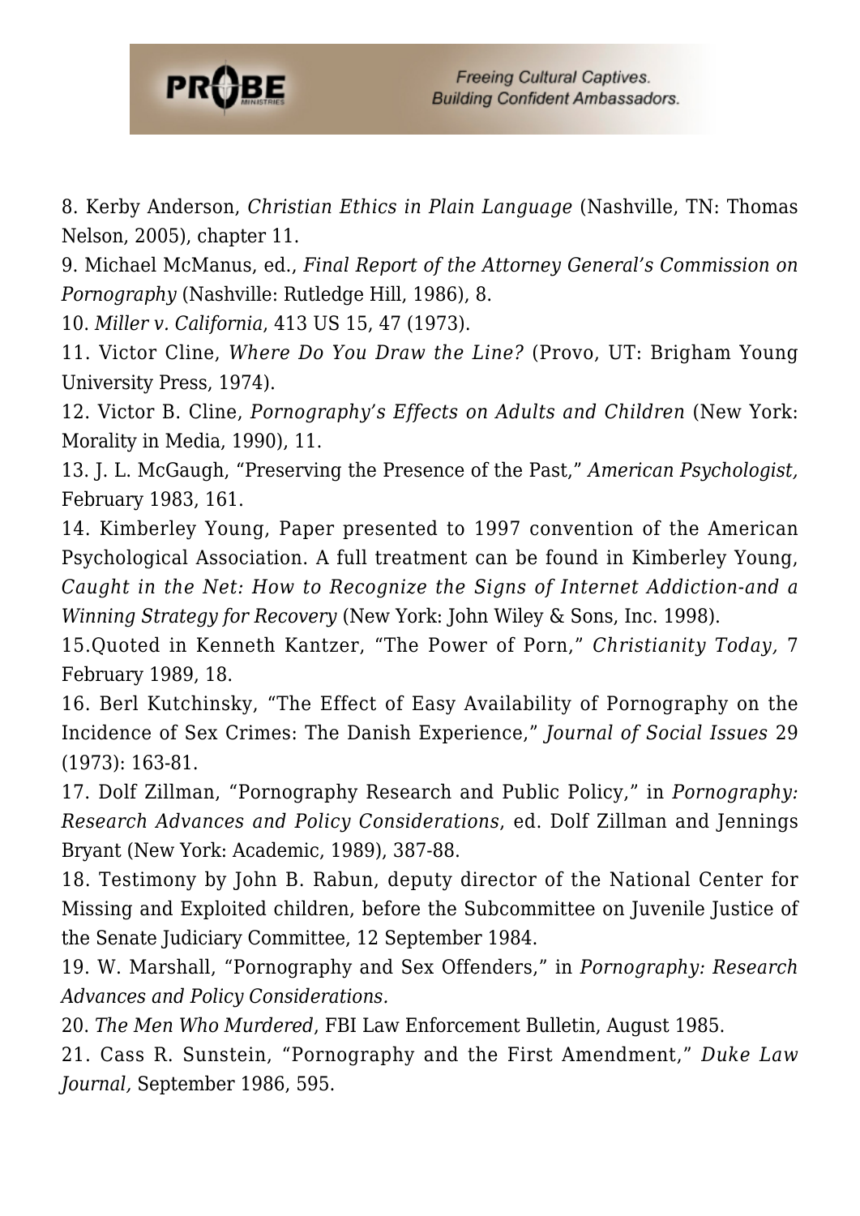8. Kerby Anderson, *Christian Ethics in Plain Language* (Nashville, TN: Thomas Nelson, 2005), chapter 11.
9. Michael McManus, ed., *Final Report of the Attorney General's Commission on Pornography* (Nashville: Rutledge Hill, 1986), 8.
10. *Miller v. California*, 413 US 15, 47 (1973).
11. Victor Cline, *Where Do You Draw the Line?* (Provo, UT: Brigham Young University Press, 1974).
12. Victor B. Cline, *Pornography's Effects on Adults and Children* (New York: Morality in Media, 1990), 11.
13. J. L. McGaugh, "Preserving the Presence of the Past," *American Psychologist,* February 1983, 161.
14. Kimberley Young, Paper presented to 1997 convention of the American Psychological Association. A full treatment can be found in Kimberley Young, *Caught in the Net: How to Recognize the Signs of Internet Addiction-and a Winning Strategy for Recovery* (New York: John Wiley & Sons, Inc. 1998).
15.Quoted in Kenneth Kantzer, "The Power of Porn," *Christianity Today,* 7 February 1989, 18.
16. Berl Kutchinsky, "The Effect of Easy Availability of Pornography on the Incidence of Sex Crimes: The Danish Experience," *Journal of Social Issues* 29 (1973): 163-81.
17. Dolf Zillman, "Pornography Research and Public Policy," in *Pornography: Research Advances and Policy Considerations*, ed. Dolf Zillman and Jennings Bryant (New York: Academic, 1989), 387-88.
18. Testimony by John B. Rabun, deputy director of the National Center for Missing and Exploited children, before the Subcommittee on Juvenile Justice of the Senate Judiciary Committee, 12 September 1984.
19. W. Marshall, "Pornography and Sex Offenders," in *Pornography: Research Advances and Policy Considerations.*
20. *The Men Who Murdered*, FBI Law Enforcement Bulletin, August 1985.
21. Cass R. Sunstein, "Pornography and the First Amendment," *Duke Law Journal,* September 1986, 595.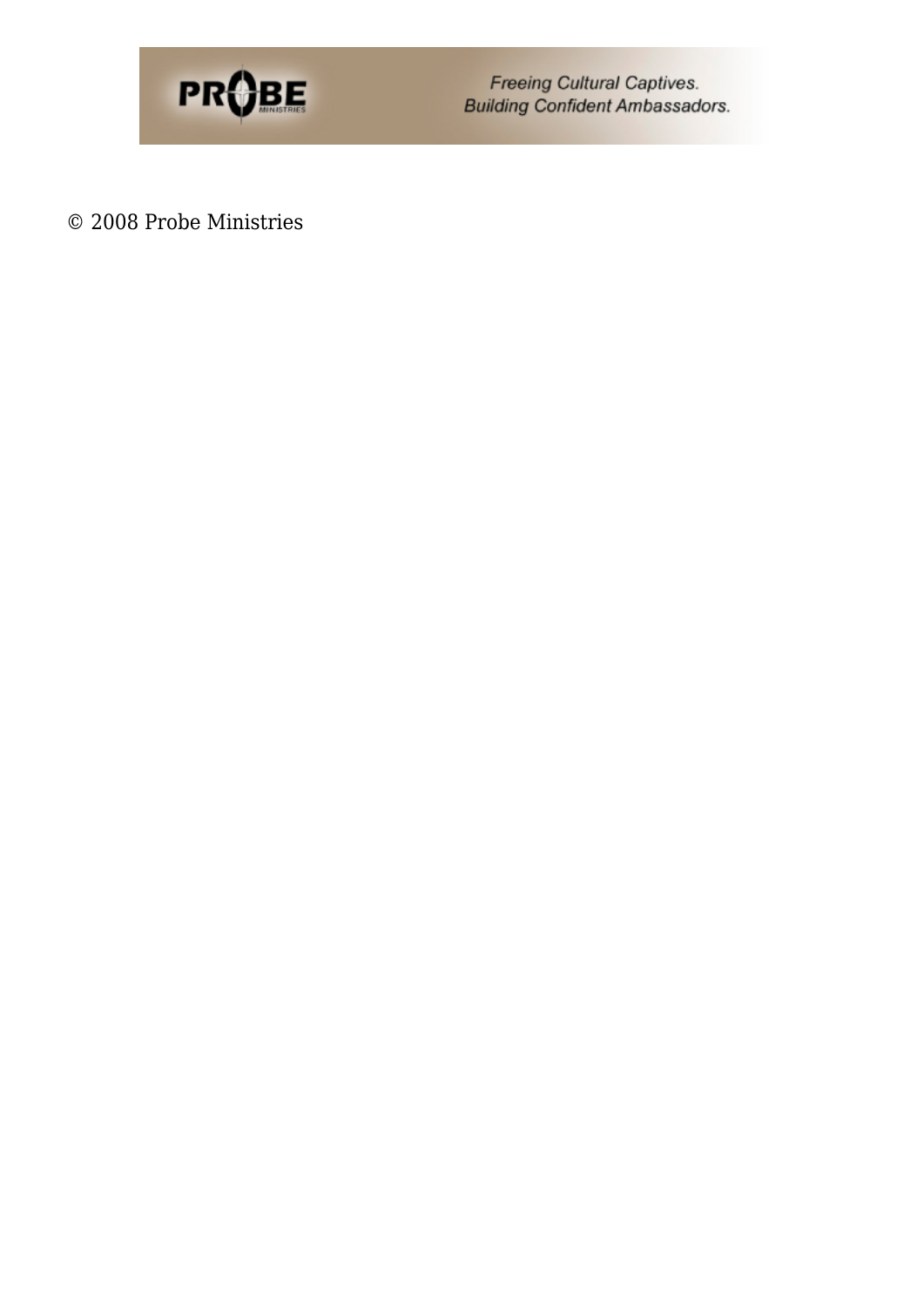© 2008 Probe Ministries